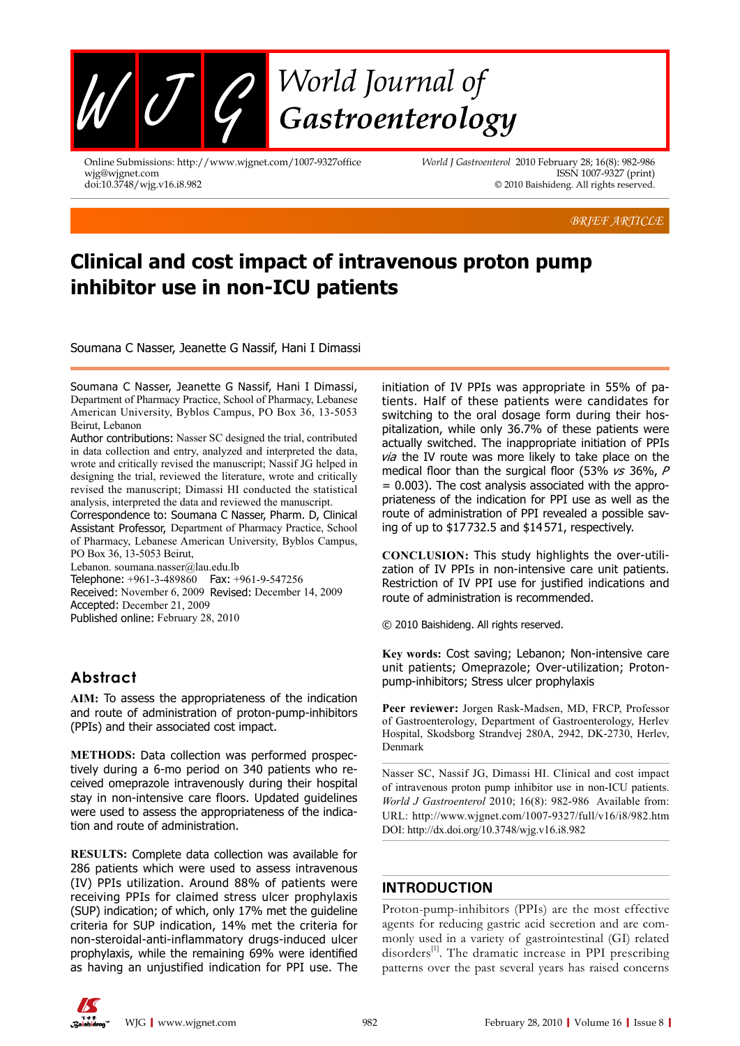# World Journal of Gastroenterology

Online Submissions: http://www.wjgnet.com/1007-9327office
wjg@wjgnet.com
doi:10.3748/wjg.v16.i8.982

*World J Gastroenterol* 2010 February 28; 16(8): 982-986
ISSN 1007-9327 (print)
© 2010 Baishideng. All rights reserved.

*BRIEF ARTICLE*

# Clinical and cost impact of intravenous proton pump inhibitor use in non-ICU patients

Soumana C Nasser, Jeanette G Nassif, Hani I Dimassi

**Soumana C Nasser, Jeanette G Nassif, Hani I Dimassi,** Department of Pharmacy Practice, School of Pharmacy, Lebanese American University, Byblos Campus, PO Box 36, 13-5053 Beirut, Lebanon

**Author contributions:** Nasser SC designed the trial, contributed in data collection and entry, analyzed and interpreted the data, wrote and critically revised the manuscript; Nassif JG helped in designing the trial, reviewed the literature, wrote and critically revised the manuscript; Dimassi HI conducted the statistical analysis, interpreted the data and reviewed the manuscript.

**Correspondence to:** Soumana C Nasser, Pharm. D, Clinical Assistant Professor, Department of Pharmacy Practice, School of Pharmacy, Lebanese American University, Byblos Campus, PO Box 36, 13-5053 Beirut, Lebanon. soumana.nasser@lau.edu.lb

**Telephone:** +961-3-489860 **Fax:** +961-9-547256

**Received:** November 6, 2009 **Revised:** December 14, 2009

**Accepted:** December 21, 2009

**Published online:** February 28, 2010

## Abstract

**AIM:** To assess the appropriateness of the indication and route of administration of proton-pump-inhibitors (PPIs) and their associated cost impact.

**METHODS:** Data collection was performed prospectively during a 6-mo period on 340 patients who received omeprazole intravenously during their hospital stay in non-intensive care floors. Updated guidelines were used to assess the appropriateness of the indication and route of administration.

**RESULTS:** Complete data collection was available for 286 patients which were used to assess intravenous (IV) PPIs utilization. Around 88% of patients were receiving PPIs for claimed stress ulcer prophylaxis (SUP) indication; of which, only 17% met the guideline criteria for SUP indication, 14% met the criteria for non-steroidal-anti-inflammatory drugs-induced ulcer prophylaxis, while the remaining 69% were identified as having an unjustified indication for PPI use. The initiation of IV PPIs was appropriate in 55% of patients. Half of these patients were candidates for switching to the oral dosage form during their hospitalization, while only 36.7% of these patients were actually switched. The inappropriate initiation of PPIs *via* the IV route was more likely to take place on the medical floor than the surgical floor (53% *vs* 36%, $P = 0.003$). The cost analysis associated with the appropriateness of the indication for PPI use as well as the route of administration of PPI revealed a possible saving of up to $17732.5 and $14571, respectively.

**CONCLUSION:** This study highlights the over-utilization of IV PPIs in non-intensive care unit patients. Restriction of IV PPI use for justified indications and route of administration is recommended.

© 2010 Baishideng. All rights reserved.

**Key words:** Cost saving; Lebanon; Non-intensive care unit patients; Over-utilization; Omeprazole; Proton-pump-inhibitors; Stress ulcer prophylaxis

**Peer reviewer:** Jorgen Rask-Madsen, MD, FRCP, Professor of Gastroenterology, Department of Gastroenterology, Herlev Hospital, Skodsborg Strandvej 280A, 2942, DK-2730, Herlev, Denmark

Nasser SC, Nassif JG, Dimassi HI. Clinical and cost impact of intravenous proton pump inhibitor use in non-ICU patients. *World J Gastroenterol* 2010; 16(8): 982-986 Available from: URL: http://www.wjgnet.com/1007-9327/full/v16/i8/982.htm DOI: http://dx.doi.org/10.3748/wjg.v16.i8.982

## INTRODUCTION

Proton-pump-inhibitors (PPIs) are the most effective agents for reducing gastric acid secretion and are commonly used in a variety of gastrointestinal (GI) related disorders[1]. The dramatic increase in PPI prescribing patterns over the past several years has raised concerns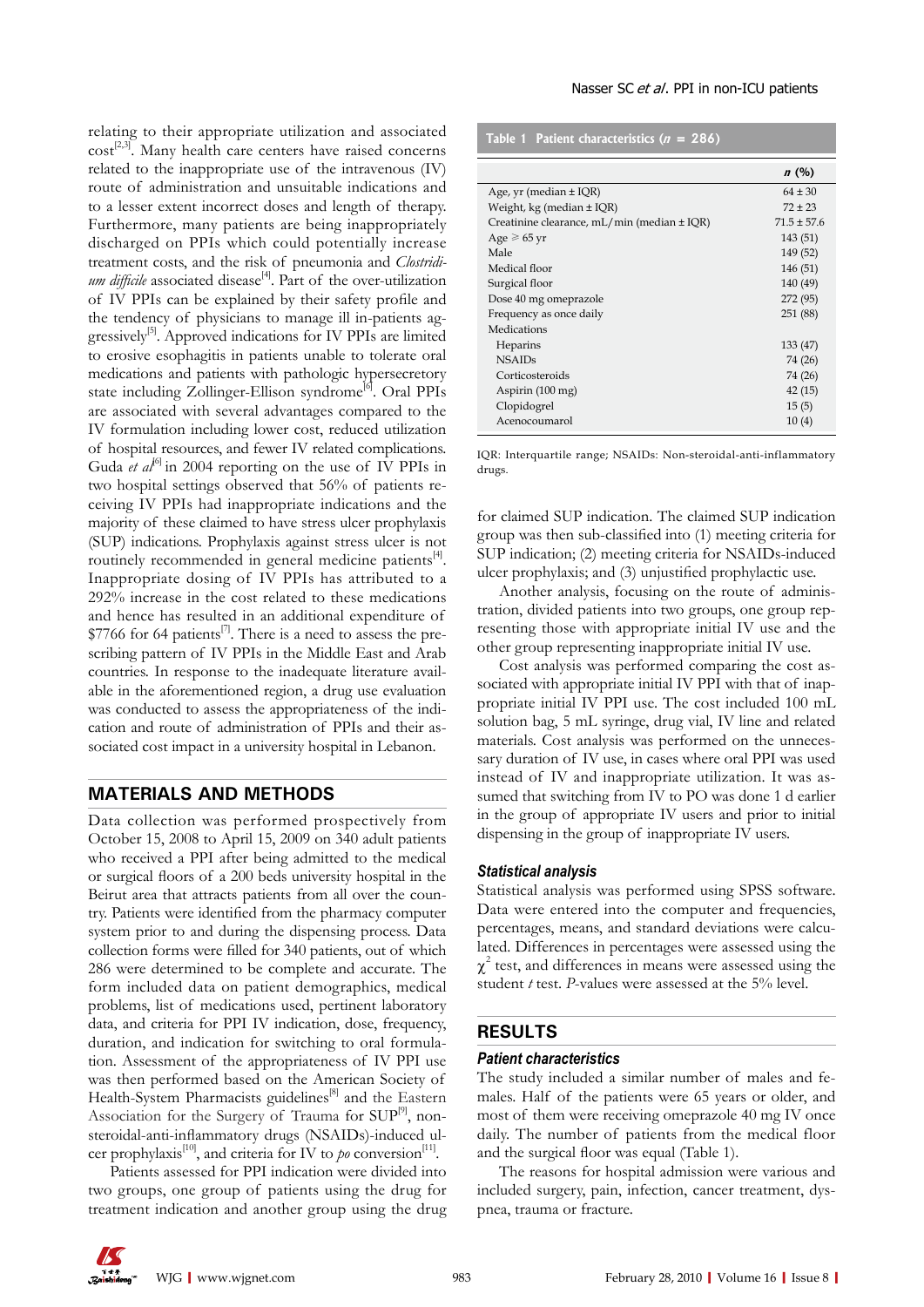relating to their appropriate utilization and associated cost[2,3]. Many health care centers have raised concerns related to the inappropriate use of the intravenous (IV) route of administration and unsuitable indications and to a lesser extent incorrect doses and length of therapy. Furthermore, many patients are being inappropriately discharged on PPIs which could potentially increase treatment costs, and the risk of pneumonia and *Clostridium difficile* associated disease[4]. Part of the over-utilization of IV PPIs can be explained by their safety profile and the tendency of physicians to manage ill in-patients aggressively[5]. Approved indications for IV PPIs are limited to erosive esophagitis in patients unable to tolerate oral medications and patients with pathologic hypersecretory state including Zollinger-Ellison syndrome[6]. Oral PPIs are associated with several advantages compared to the IV formulation including lower cost, reduced utilization of hospital resources, and fewer IV related complications. Guda *et al*[6] in 2004 reporting on the use of IV PPIs in two hospital settings observed that 56% of patients receiving IV PPIs had inappropriate indications and the majority of these claimed to have stress ulcer prophylaxis (SUP) indications. Prophylaxis against stress ulcer is not routinely recommended in general medicine patients[4]. Inappropriate dosing of IV PPIs has attributed to a 292% increase in the cost related to these medications and hence has resulted in an additional expenditure of \$7766 for 64 patients[7]. There is a need to assess the prescribing pattern of IV PPIs in the Middle East and Arab countries. In response to the inadequate literature available in the aforementioned region, a drug use evaluation was conducted to assess the appropriateness of the indication and route of administration of PPIs and their associated cost impact in a university hospital in Lebanon.

## MATERIALS AND METHODS

Data collection was performed prospectively from October 15, 2008 to April 15, 2009 on 340 adult patients who received a PPI after being admitted to the medical or surgical floors of a 200 beds university hospital in the Beirut area that attracts patients from all over the country. Patients were identified from the pharmacy computer system prior to and during the dispensing process. Data collection forms were filled for 340 patients, out of which 286 were determined to be complete and accurate. The form included data on patient demographics, medical problems, list of medications used, pertinent laboratory data, and criteria for PPI IV indication, dose, frequency, duration, and indication for switching to oral formulation. Assessment of the appropriateness of IV PPI use was then performed based on the American Society of Health-System Pharmacists guidelines[8] and the Eastern Association for the Surgery of Trauma for SUP[9], non-steroidal-anti-inflammatory drugs (NSAIDs)-induced ulcer prophylaxis[10], and criteria for IV to *po* conversion[11].

Patients assessed for PPI indication were divided into two groups, one group of patients using the drug for treatment indication and another group using the drug for claimed SUP indication. The claimed SUP indication group was then sub-classified into (1) meeting criteria for SUP indication; (2) meeting criteria for NSAIDs-induced ulcer prophylaxis; and (3) unjustified prophylactic use.

Another analysis, focusing on the route of administration, divided patients into two groups, one group representing those with appropriate initial IV use and the other group representing inappropriate initial IV use.

Cost analysis was performed comparing the cost associated with appropriate initial IV PPI with that of inappropriate initial IV PPI use. The cost included 100 mL solution bag, 5 mL syringe, drug vial, IV line and related materials. Cost analysis was performed on the unnecessary duration of IV use, in cases where oral PPI was used instead of IV and inappropriate utilization. It was assumed that switching from IV to PO was done 1 d earlier in the group of appropriate IV users and prior to initial dispensing in the group of inappropriate IV users.

### Statistical analysis

Statistical analysis was performed using SPSS software. Data were entered into the computer and frequencies, percentages, means, and standard deviations were calculated. Differences in percentages were assessed using the $\chi^2$ test, and differences in means were assessed using the student *t* test. *P*-values were assessed at the 5% level.

## RESULTS

### Patient characteristics

The study included a similar number of males and females. Half of the patients were 65 years or older, and most of them were receiving omeprazole 40 mg IV once daily. The number of patients from the medical floor and the surgical floor was equal (Table 1).

The reasons for hospital admission were various and included surgery, pain, infection, cancer treatment, dyspnea, trauma or fracture.

**Table 1 Patient characteristics ($n$ = 286)**

| | $n$ (%) |
|---|---|
| Age, yr (median ± IQR) | 64 ± 30 |
| Weight, kg (median ± IQR) | 72 ± 23 |
| Creatinine clearance, mL/min (median ± IQR) | 71.5 ± 57.6 |
| Age ≥ 65 yr | 143 (51) |
| Male | 149 (52) |
| Medical floor | 146 (51) |
| Surgical floor | 140 (49) |
| Dose 40 mg omeprazole | 272 (95) |
| Frequency as once daily | 251 (88) |
| Medications | |
| Heparins | 133 (47) |
| NSAIDs | 74 (26) |
| Corticosteroids | 74 (26) |
| Aspirin (100 mg) | 42 (15) |
| Clopidogrel | 15 (5) |
| Acenocoumarol | 10 (4) |

IQR: Interquartile range; NSAIDs: Non-steroidal-anti-inflammatory drugs.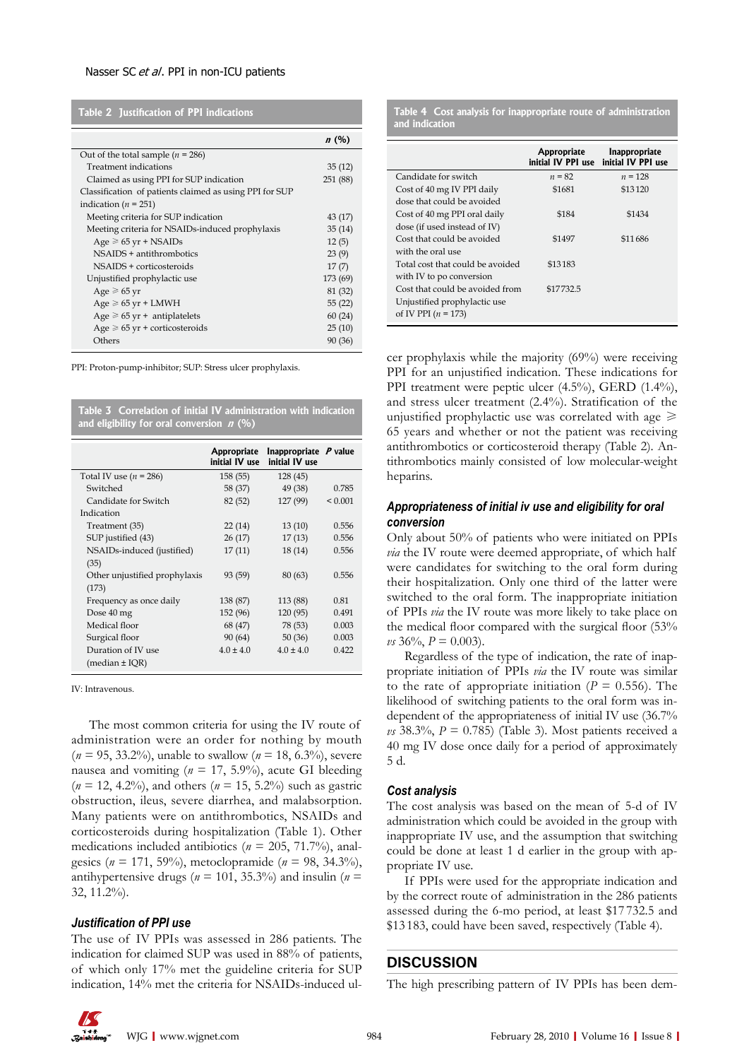**Table 2 Justification of PPI indications**

| | *n* (%) |
|---|---|
| Out of the total sample (*n* = 286) | |
| Treatment indications | 35 (12) |
| Claimed as using PPI for SUP indication | 251 (88) |
| Classification of patients claimed as using PPI for SUP indication (*n* = 251) | |
| Meeting criteria for SUP indication | 43 (17) |
| Meeting criteria for NSAIDs-induced prophylaxis | 35 (14) |
| Age ≥ 65 yr + NSAIDs | 12 (5) |
| NSAIDS + antithrombotics | 23 (9) |
| NSAIDS + corticosteroids | 17 (7) |
| Unjustified prophylactic use | 173 (69) |
| Age ≥ 65 yr | 81 (32) |
| Age ≥ 65 yr + LMWH | 55 (22) |
| Age ≥ 65 yr + antiplatelets | 60 (24) |
| Age ≥ 65 yr + corticosteroids | 25 (10) |
| Others | 90 (36) |

PPI: Proton-pump-inhibitor; SUP: Stress ulcer prophylaxis.

**Table 3 Correlation of initial IV administration with indication and eligibility for oral conversion *n* (%)**

| | Appropriate initial IV use | Inappropriate initial IV use | *P* value |
|---|---|---|---|
| Total IV use (*n* = 286) | 158 (55) | 128 (45) | |
| Switched | 58 (37) | 49 (38) | 0.785 |
| Candidate for Switch | 82 (52) | 127 (99) | < 0.001 |
| Indication | | | |
| Treatment (35) | 22 (14) | 13 (10) | 0.556 |
| SUP justified (43) | 26 (17) | 17 (13) | 0.556 |
| NSAIDs-induced (justified) (35) | 17 (11) | 18 (14) | 0.556 |
| Other unjustified prophylaxis (173) | 93 (59) | 80 (63) | 0.556 |
| Frequency as once daily | 138 (87) | 113 (88) | 0.81 |
| Dose 40 mg | 152 (96) | 120 (95) | 0.491 |
| Medical floor | 68 (47) | 78 (53) | 0.003 |
| Surgical floor | 90 (64) | 50 (36) | 0.003 |
| Duration of IV use (median ± IQR) | 4.0 ± 4.0 | 4.0 ± 4.0 | 0.422 |

IV: Intravenous.

The most common criteria for using the IV route of administration were an order for nothing by mouth ($n$ = 95, 33.2%), unable to swallow ($n$ = 18, 6.3%), severe nausea and vomiting ($n$ = 17, 5.9%), acute GI bleeding ($n$ = 12, 4.2%), and others ($n$ = 15, 5.2%) such as gastric obstruction, ileus, severe diarrhea, and malabsorption. Many patients were on antithrombotics, NSAIDs and corticosteroids during hospitalization (Table 1). Other medications included antibiotics ($n$ = 205, 71.7%), analgesics ($n$ = 171, 59%), metoclopramide ($n$ = 98, 34.3%), antihypertensive drugs ($n$ = 101, 35.3%) and insulin ($n$ = 32, 11.2%).

### Justification of PPI use

The use of IV PPIs was assessed in 286 patients. The indication for claimed SUP was used in 88% of patients, of which only 17% met the guideline criteria for SUP indication, 14% met the criteria for NSAIDs-induced ulcer prophylaxis while the majority (69%) were receiving PPI for an unjustified indication. These indications for PPI treatment were peptic ulcer (4.5%), GERD (1.4%), and stress ulcer treatment (2.4%). Stratification of the unjustified prophylactic use was correlated with age ≥ 65 years and whether or not the patient was receiving antithrombotics or corticosteroid therapy (Table 2). Antithrombotics mainly consisted of low molecular-weight heparins.

**Table 4 Cost analysis for inappropriate route of administration and indication**

| | Appropriate initial IV PPI use | Inappropriate initial IV PPI use |
|---|---|---|
| Candidate for switch | $n$ = 82 | $n$ = 128 |
| Cost of 40 mg IV PPI daily dose that could be avoided | $1681 | $13120 |
| Cost of 40 mg PPI oral daily dose (if used instead of IV) | $184 | $1434 |
| Cost that could be avoided with the oral use | $1497 | $11686 |
| Total cost that could be avoided with IV to po conversion | $13183 | |
| Cost that could be avoided from Unjustified prophylactic use of IV PPI ($n$ = 173) | $17732.5 | |

### Appropriateness of initial iv use and eligibility for oral conversion

Only about 50% of patients who were initiated on PPIs *via* the IV route were deemed appropriate, of which half were candidates for switching to the oral form during their hospitalization. Only one third of the latter were switched to the oral form. The inappropriate initiation of PPIs *via* the IV route was more likely to take place on the medical floor compared with the surgical floor (53% *vs* 36%, $P$ = 0.003).

Regardless of the type of indication, the rate of inappropriate initiation of PPIs *via* the IV route was similar to the rate of appropriate initiation ($P$ = 0.556). The likelihood of switching patients to the oral form was independent of the appropriateness of initial IV use (36.7% *vs* 38.3%, $P$ = 0.785) (Table 3). Most patients received a 40 mg IV dose once daily for a period of approximately 5 d.

### Cost analysis

The cost analysis was based on the mean of 5-d of IV administration which could be avoided in the group with inappropriate IV use, and the assumption that switching could be done at least 1 d earlier in the group with appropriate IV use.

If PPIs were used for the appropriate indication and by the correct route of administration in the 286 patients assessed during the 6-mo period, at least $17732.5 and $13183, could have been saved, respectively (Table 4).

## DISCUSSION

The high prescribing pattern of IV PPIs has been dem-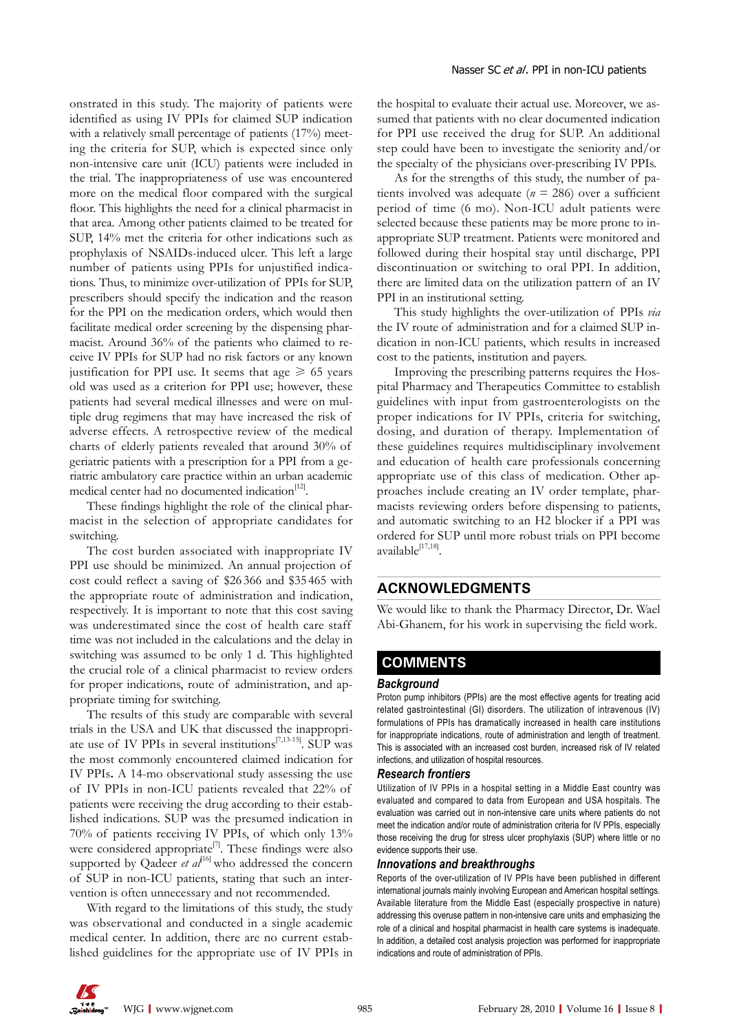onstrated in this study. The majority of patients were identified as using IV PPIs for claimed SUP indication with a relatively small percentage of patients (17%) meeting the criteria for SUP, which is expected since only non-intensive care unit (ICU) patients were included in the trial. The inappropriateness of use was encountered more on the medical floor compared with the surgical floor. This highlights the need for a clinical pharmacist in that area. Among other patients claimed to be treated for SUP, 14% met the criteria for other indications such as prophylaxis of NSAIDs-induced ulcer. This left a large number of patients using PPIs for unjustified indications. Thus, to minimize over-utilization of PPIs for SUP, prescribers should specify the indication and the reason for the PPI on the medication orders, which would then facilitate medical order screening by the dispensing pharmacist. Around 36% of the patients who claimed to receive IV PPIs for SUP had no risk factors or any known justification for PPI use. It seems that age $\geq$ 65 years old was used as a criterion for PPI use; however, these patients had several medical illnesses and were on multiple drug regimens that may have increased the risk of adverse effects. A retrospective review of the medical charts of elderly patients revealed that around 30% of geriatric patients with a prescription for a PPI from a geriatric ambulatory care practice within an urban academic medical center had no documented indication[12].

These findings highlight the role of the clinical pharmacist in the selection of appropriate candidates for switching.

The cost burden associated with inappropriate IV PPI use should be minimized. An annual projection of cost could reflect a saving of $26 366 and $35 465 with the appropriate route of administration and indication, respectively. It is important to note that this cost saving was underestimated since the cost of health care staff time was not included in the calculations and the delay in switching was assumed to be only 1 d. This highlighted the crucial role of a clinical pharmacist to review orders for proper indications, route of administration, and appropriate timing for switching.

The results of this study are comparable with several trials in the USA and UK that discussed the inappropriate use of IV PPIs in several institutions[7,13-15]. SUP was the most commonly encountered claimed indication for IV PPIs**.** A 14-mo observational study assessing the use of IV PPIs in non-ICU patients revealed that 22% of patients were receiving the drug according to their established indications. SUP was the presumed indication in 70% of patients receiving IV PPIs, of which only 13% were considered appropriate[7]. These findings were also supported by Qadeer *et al*[16] who addressed the concern of SUP in non-ICU patients, stating that such an intervention is often unnecessary and not recommended.

With regard to the limitations of this study, the study was observational and conducted in a single academic medical center. In addition, there are no current established guidelines for the appropriate use of IV PPIs in the hospital to evaluate their actual use. Moreover, we assumed that patients with no clear documented indication for PPI use received the drug for SUP. An additional step could have been to investigate the seniority and/or the specialty of the physicians over-prescribing IV PPIs.

As for the strengths of this study, the number of patients involved was adequate ($n$ = 286) over a sufficient period of time (6 mo). Non-ICU adult patients were selected because these patients may be more prone to inappropriate SUP treatment. Patients were monitored and followed during their hospital stay until discharge, PPI discontinuation or switching to oral PPI. In addition, there are limited data on the utilization pattern of an IV PPI in an institutional setting.

This study highlights the over-utilization of PPIs *via* the IV route of administration and for a claimed SUP indication in non-ICU patients, which results in increased cost to the patients, institution and payers.

Improving the prescribing patterns requires the Hospital Pharmacy and Therapeutics Committee to establish guidelines with input from gastroenterologists on the proper indications for IV PPIs, criteria for switching, dosing, and duration of therapy. Implementation of these guidelines requires multidisciplinary involvement and education of health care professionals concerning appropriate use of this class of medication. Other approaches include creating an IV order template, pharmacists reviewing orders before dispensing to patients, and automatic switching to an H2 blocker if a PPI was ordered for SUP until more robust trials on PPI become available[17,18].

## ACKNOWLEDGMENTS

We would like to thank the Pharmacy Director, Dr. Wael Abi-Ghanem, for his work in supervising the field work.

## COMMENTS

### Background

Proton pump inhibitors (PPIs) are the most effective agents for treating acid related gastrointestinal (GI) disorders. The utilization of intravenous (IV) formulations of PPIs has dramatically increased in health care institutions for inappropriate indications, route of administration and length of treatment. This is associated with an increased cost burden, increased risk of IV related infections, and utilization of hospital resources.

### Research frontiers

Utilization of IV PPIs in a hospital setting in a Middle East country was evaluated and compared to data from European and USA hospitals. The evaluation was carried out in non-intensive care units where patients do not meet the indication and/or route of administration criteria for IV PPIs, especially those receiving the drug for stress ulcer prophylaxis (SUP) where little or no evidence supports their use.

### Innovations and breakthroughs

Reports of the over-utilization of IV PPIs have been published in different international journals mainly involving European and American hospital settings. Available literature from the Middle East (especially prospective in nature) addressing this overuse pattern in non-intensive care units and emphasizing the role of a clinical and hospital pharmacist in health care systems is inadequate. In addition, a detailed cost analysis projection was performed for inappropriate indications and route of administration of PPIs.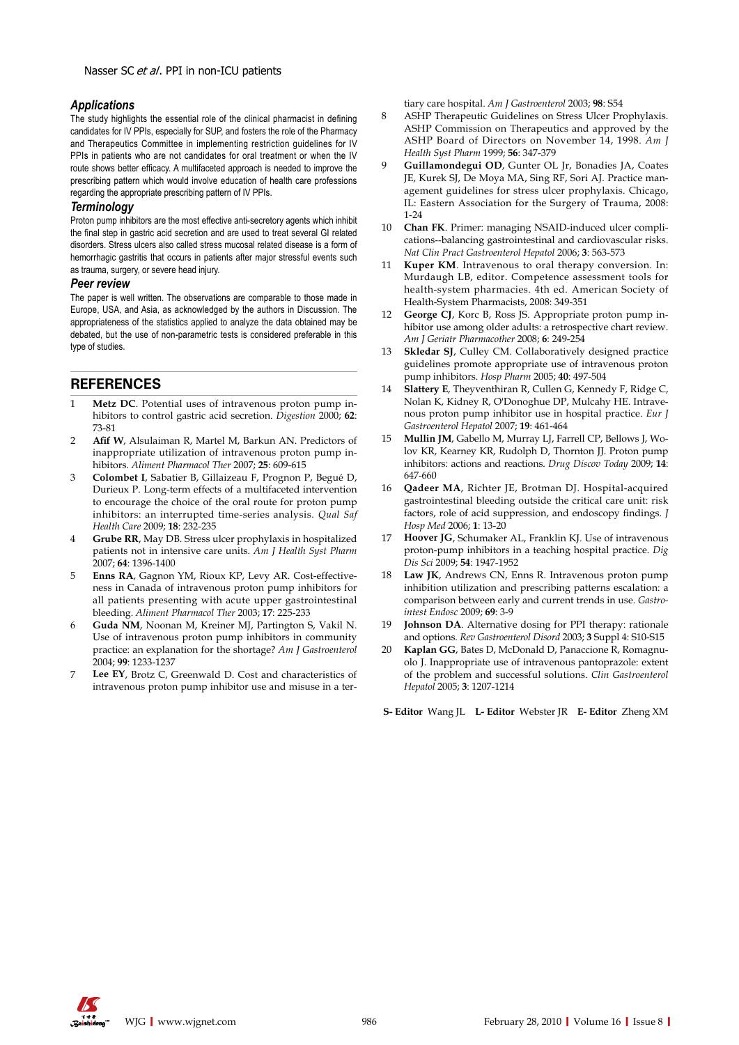### Applications

The study highlights the essential role of the clinical pharmacist in defining candidates for IV PPIs, especially for SUP, and fosters the role of the Pharmacy and Therapeutics Committee in implementing restriction guidelines for IV PPIs in patients who are not candidates for oral treatment or when the IV route shows better efficacy. A multifaceted approach is needed to improve the prescribing pattern which would involve education of health care professions regarding the appropriate prescribing pattern of IV PPIs.

### Terminology

Proton pump inhibitors are the most effective anti-secretory agents which inhibit the final step in gastric acid secretion and are used to treat several GI related disorders. Stress ulcers also called stress mucosal related disease is a form of hemorrhagic gastritis that occurs in patients after major stressful events such as trauma, surgery, or severe head injury.

### Peer review

The paper is well written. The observations are comparable to those made in Europe, USA, and Asia, as acknowledged by the authors in Discussion. The appropriateness of the statistics applied to analyze the data obtained may be debated, but the use of non-parametric tests is considered preferable in this type of studies.

## REFERENCES

1. **Metz DC**. Potential uses of intravenous proton pump inhibitors to control gastric acid secretion. *Digestion* 2000; **62**: 73-81
2. **Afif W**, Alsulaiman R, Martel M, Barkun AN. Predictors of inappropriate utilization of intravenous proton pump inhibitors. *Aliment Pharmacol Ther* 2007; **25**: 609-615
3. **Colombet I**, Sabatier B, Gillaizeau F, Prognon P, Begué D, Durieux P. Long-term effects of a multifaceted intervention to encourage the choice of the oral route for proton pump inhibitors: an interrupted time-series analysis. *Qual Saf Health Care* 2009; **18**: 232-235
4. **Grube RR**, May DB. Stress ulcer prophylaxis in hospitalized patients not in intensive care units. *Am J Health Syst Pharm* 2007; **64**: 1396-1400
5. **Enns RA**, Gagnon YM, Rioux KP, Levy AR. Cost-effectiveness in Canada of intravenous proton pump inhibitors for all patients presenting with acute upper gastrointestinal bleeding. *Aliment Pharmacol Ther* 2003; **17**: 225-233
6. **Guda NM**, Noonan M, Kreiner MJ, Partington S, Vakil N. Use of intravenous proton pump inhibitors in community practice: an explanation for the shortage? *Am J Gastroenterol* 2004; **99**: 1233-1237
7. **Lee EY**, Brotz C, Greenwald D. Cost and characteristics of intravenous proton pump inhibitor use and misuse in a tertiary care hospital. *Am J Gastroenterol* 2003; **98**: S54
8. ASHP Therapeutic Guidelines on Stress Ulcer Prophylaxis. ASHP Commission on Therapeutics and approved by the ASHP Board of Directors on November 14, 1998. *Am J Health Syst Pharm* 1999; **56**: 347-379
9. **Guillamondegui OD**, Gunter OL Jr, Bonadies JA, Coates JE, Kurek SJ, De Moya MA, Sing RF, Sori AJ. Practice management guidelines for stress ulcer prophylaxis. Chicago, IL: Eastern Association for the Surgery of Trauma, 2008: 1-24
10. **Chan FK**. Primer: managing NSAID-induced ulcer complications--balancing gastrointestinal and cardiovascular risks. *Nat Clin Pract Gastroenterol Hepatol* 2006; **3**: 563-573
11. **Kuper KM**. Intravenous to oral therapy conversion. In: Murdaugh LB, editor. Competence assessment tools for health-system pharmacies. 4th ed. American Society of Health-System Pharmacists, 2008: 349-351
12. **George CJ**, Korc B, Ross JS. Appropriate proton pump inhibitor use among older adults: a retrospective chart review. *Am J Geriatr Pharmacother* 2008; **6**: 249-254
13. **Skledar SJ**, Culley CM. Collaboratively designed practice guidelines promote appropriate use of intravenous proton pump inhibitors. *Hosp Pharm* 2005; **40**: 497-504
14. **Slattery E**, Theyventhiran R, Cullen G, Kennedy F, Ridge C, Nolan K, Kidney R, O'Donoghue DP, Mulcahy HE. Intravenous proton pump inhibitor use in hospital practice. *Eur J Gastroenterol Hepatol* 2007; **19**: 461-464
15. **Mullin JM**, Gabello M, Murray LJ, Farrell CP, Bellows J, Wolov KR, Kearney KR, Rudolph D, Thornton JJ. Proton pump inhibitors: actions and reactions. *Drug Discov Today* 2009; **14**: 647-660
16. **Qadeer MA**, Richter JE, Brotman DJ. Hospital-acquired gastrointestinal bleeding outside the critical care unit: risk factors, role of acid suppression, and endoscopy findings. *J Hosp Med* 2006; **1**: 13-20
17. **Hoover JG**, Schumaker AL, Franklin KJ. Use of intravenous proton-pump inhibitors in a teaching hospital practice. *Dig Dis Sci* 2009; **54**: 1947-1952
18. **Law JK**, Andrews CN, Enns R. Intravenous proton pump inhibition utilization and prescribing patterns escalation: a comparison between early and current trends in use. *Gastrointest Endosc* 2009; **69**: 3-9
19. **Johnson DA**. Alternative dosing for PPI therapy: rationale and options. *Rev Gastroenterol Disord* 2003; **3** Suppl 4: S10-S15
20. **Kaplan GG**, Bates D, McDonald D, Panaccione R, Romagnuolo J. Inappropriate use of intravenous pantoprazole: extent of the problem and successful solutions. *Clin Gastroenterol Hepatol* 2005; **3**: 1207-1214

**S- Editor** Wang JL **L- Editor** Webster JR **E- Editor** Zheng XM